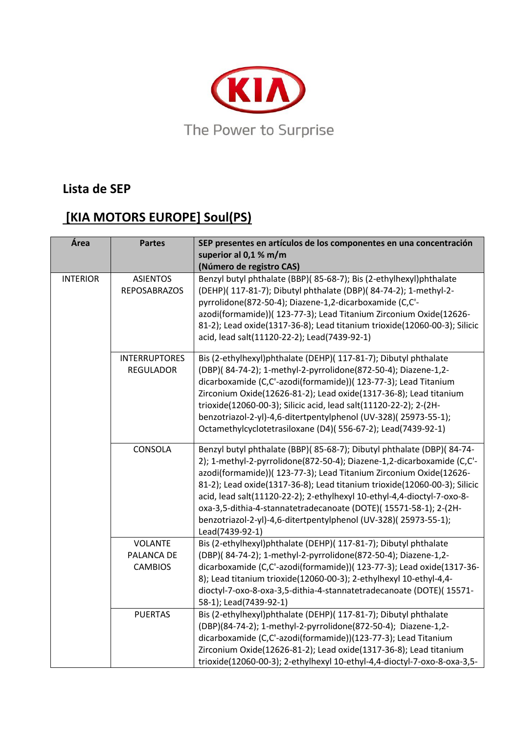The Power to Surprise

## Lista de SEP

## [KIA MOTORS EUROPE] Soul(PS)

| Área | Partes | SEP presentes en artículos de los componentes en una concentración superior al 0,1 % m/m (Número de registro CAS) |
|---|---|---|
| INTERIOR | ASIENTOS REPOSABRAZOS | Benzyl butyl phthalate (BBP)( 85-68-7); Bis (2-ethylhexyl)phthalate (DEHP)( 117-81-7); Dibutyl phthalate (DBP)( 84-74-2); 1-methyl-2-pyrrolidone(872-50-4); Diazene-1,2-dicarboxamide (C,C'-azodi(formamide))( 123-77-3); Lead Titanium Zirconium Oxide(12626-81-2); Lead oxide(1317-36-8); Lead titanium trioxide(12060-00-3); Silicic acid, lead salt(11120-22-2); Lead(7439-92-1) |
| | INTERRUPTORES REGULADOR | Bis (2-ethylhexyl)phthalate (DEHP)( 117-81-7); Dibutyl phthalate (DBP)( 84-74-2); 1-methyl-2-pyrrolidone(872-50-4); Diazene-1,2-dicarboxamide (C,C'-azodi(formamide))( 123-77-3); Lead Titanium Zirconium Oxide(12626-81-2); Lead oxide(1317-36-8); Lead titanium trioxide(12060-00-3); Silicic acid, lead salt(11120-22-2); 2-(2H-benzotriazol-2-yl)-4,6-ditertpentylphenol (UV-328)( 25973-55-1); Octamethylcyclotetrasiloxane (D4)( 556-67-2); Lead(7439-92-1) |
| | CONSOLA | Benzyl butyl phthalate (BBP)( 85-68-7); Dibutyl phthalate (DBP)( 84-74-2); 1-methyl-2-pyrrolidone(872-50-4); Diazene-1,2-dicarboxamide (C,C'-azodi(formamide))( 123-77-3); Lead Titanium Zirconium Oxide(12626-81-2); Lead oxide(1317-36-8); Lead titanium trioxide(12060-00-3); Silicic acid, lead salt(11120-22-2); 2-ethylhexyl 10-ethyl-4,4-dioctyl-7-oxo-8-oxa-3,5-dithia-4-stannatetradecanoate (DOTE)( 15571-58-1); 2-(2H-benzotriazol-2-yl)-4,6-ditertpentylphenol (UV-328)( 25973-55-1); Lead(7439-92-1) |
| | VOLANTE PALANCA DE CAMBIOS | Bis (2-ethylhexyl)phthalate (DEHP)( 117-81-7); Dibutyl phthalate (DBP)( 84-74-2); 1-methyl-2-pyrrolidone(872-50-4); Diazene-1,2-dicarboxamide (C,C'-azodi(formamide))( 123-77-3); Lead oxide(1317-36-8); Lead titanium trioxide(12060-00-3); 2-ethylhexyl 10-ethyl-4,4-dioctyl-7-oxo-8-oxa-3,5-dithia-4-stannatetradecanoate (DOTE)( 15571-58-1); Lead(7439-92-1) |
| | PUERTAS | Bis (2-ethylhexyl)phthalate (DEHP)( 117-81-7); Dibutyl phthalate (DBP)(84-74-2); 1-methyl-2-pyrrolidone(872-50-4); Diazene-1,2-dicarboxamide (C,C'-azodi(formamide))(123-77-3); Lead Titanium Zirconium Oxide(12626-81-2); Lead oxide(1317-36-8); Lead titanium trioxide(12060-00-3); 2-ethylhexyl 10-ethyl-4,4-dioctyl-7-oxo-8-oxa-3,5- |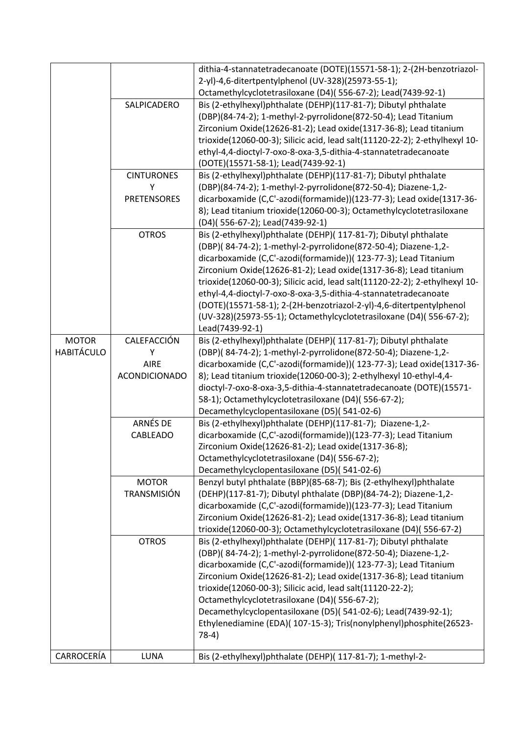| | | |
|---|---|---|
| | | dithia-4-stannatetradecanoate (DOTE)(15571-58-1); 2-(2H-benzotriazol-2-yl)-4,6-ditertpentylphenol (UV-328)(25973-55-1); Octamethylcyclotetrasiloxane (D4)( 556-67-2); Lead(7439-92-1) |
| | SALPICADERO | Bis (2-ethylhexyl)phthalate (DEHP)(117-81-7); Dibutyl phthalate (DBP)(84-74-2); 1-methyl-2-pyrrolidone(872-50-4); Lead Titanium Zirconium Oxide(12626-81-2); Lead oxide(1317-36-8); Lead titanium trioxide(12060-00-3); Silicic acid, lead salt(11120-22-2); 2-ethylhexyl 10-ethyl-4,4-dioctyl-7-oxo-8-oxa-3,5-dithia-4-stannatetradecanoate (DOTE)(15571-58-1); Lead(7439-92-1) |
| | CINTURONES Y PRETENSORES | Bis (2-ethylhexyl)phthalate (DEHP)(117-81-7); Dibutyl phthalate (DBP)(84-74-2); 1-methyl-2-pyrrolidone(872-50-4); Diazene-1,2-dicarboxamide (C,C'-azodi(formamide))(123-77-3); Lead oxide(1317-36-8); Lead titanium trioxide(12060-00-3); Octamethylcyclotetrasiloxane (D4)( 556-67-2); Lead(7439-92-1) |
| | OTROS | Bis (2-ethylhexyl)phthalate (DEHP)( 117-81-7); Dibutyl phthalate (DBP)( 84-74-2); 1-methyl-2-pyrrolidone(872-50-4); Diazene-1,2-dicarboxamide (C,C'-azodi(formamide))( 123-77-3); Lead Titanium Zirconium Oxide(12626-81-2); Lead oxide(1317-36-8); Lead titanium trioxide(12060-00-3); Silicic acid, lead salt(11120-22-2); 2-ethylhexyl 10-ethyl-4,4-dioctyl-7-oxo-8-oxa-3,5-dithia-4-stannatetradecanoate (DOTE)(15571-58-1); 2-(2H-benzotriazol-2-yl)-4,6-ditertpentylphenol (UV-328)(25973-55-1); Octamethylcyclotetrasiloxane (D4)( 556-67-2); Lead(7439-92-1) |
| MOTOR HABITÁCULO | CALEFACCIÓN Y AIRE ACONDICIONADO | Bis (2-ethylhexyl)phthalate (DEHP)( 117-81-7); Dibutyl phthalate (DBP)( 84-74-2); 1-methyl-2-pyrrolidone(872-50-4); Diazene-1,2-dicarboxamide (C,C'-azodi(formamide))( 123-77-3); Lead oxide(1317-36-8); Lead titanium trioxide(12060-00-3); 2-ethylhexyl 10-ethyl-4,4-dioctyl-7-oxo-8-oxa-3,5-dithia-4-stannatetradecanoate (DOTE)(15571-58-1); Octamethylcyclotetrasiloxane (D4)( 556-67-2); Decamethylcyclopentasiloxane (D5)( 541-02-6) |
| | ARNÉS DE CABLEADO | Bis (2-ethylhexyl)phthalate (DEHP)(117-81-7); Diazene-1,2-dicarboxamide (C,C'-azodi(formamide))(123-77-3); Lead Titanium Zirconium Oxide(12626-81-2); Lead oxide(1317-36-8); Octamethylcyclotetrasiloxane (D4)( 556-67-2); Decamethylcyclopentasiloxane (D5)( 541-02-6) |
| | MOTOR TRANSMISIÓN | Benzyl butyl phthalate (BBP)(85-68-7); Bis (2-ethylhexyl)phthalate (DEHP)(117-81-7); Dibutyl phthalate (DBP)(84-74-2); Diazene-1,2-dicarboxamide (C,C'-azodi(formamide))(123-77-3); Lead Titanium Zirconium Oxide(12626-81-2); Lead oxide(1317-36-8); Lead titanium trioxide(12060-00-3); Octamethylcyclotetrasiloxane (D4)( 556-67-2) |
| | OTROS | Bis (2-ethylhexyl)phthalate (DEHP)( 117-81-7); Dibutyl phthalate (DBP)( 84-74-2); 1-methyl-2-pyrrolidone(872-50-4); Diazene-1,2-dicarboxamide (C,C'-azodi(formamide))( 123-77-3); Lead Titanium Zirconium Oxide(12626-81-2); Lead oxide(1317-36-8); Lead titanium trioxide(12060-00-3); Silicic acid, lead salt(11120-22-2); Octamethylcyclotetrasiloxane (D4)( 556-67-2); Decamethylcyclopentasiloxane (D5)( 541-02-6); Lead(7439-92-1); Ethylenediamine (EDA)( 107-15-3); Tris(nonylphenyl)phosphite(26523-78-4) |
| CARROCERÍA | LUNA | Bis (2-ethylhexyl)phthalate (DEHP)( 117-81-7); 1-methyl-2- |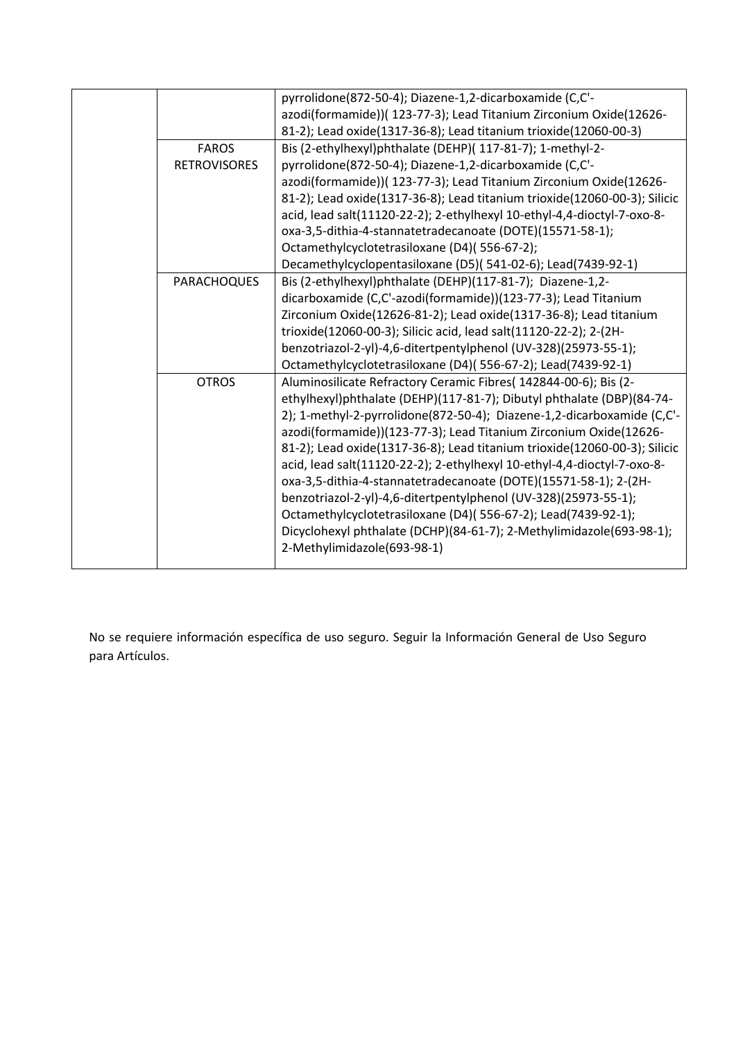| | | |
|---|---|---|
| | | pyrrolidone(872-50-4); Diazene-1,2-dicarboxamide (C,C'-azodi(formamide))( 123-77-3); Lead Titanium Zirconium Oxide(12626-81-2); Lead oxide(1317-36-8); Lead titanium trioxide(12060-00-3) |
| | FAROS RETROVISORES | Bis (2-ethylhexyl)phthalate (DEHP)( 117-81-7); 1-methyl-2-pyrrolidone(872-50-4); Diazene-1,2-dicarboxamide (C,C'-azodi(formamide))( 123-77-3); Lead Titanium Zirconium Oxide(12626-81-2); Lead oxide(1317-36-8); Lead titanium trioxide(12060-00-3); Silicic acid, lead salt(11120-22-2); 2-ethylhexyl 10-ethyl-4,4-dioctyl-7-oxo-8-oxa-3,5-dithia-4-stannatetradecanoate (DOTE)(15571-58-1); Octamethylcyclotetrasiloxane (D4)( 556-67-2); Decamethylcyclopentasiloxane (D5)( 541-02-6); Lead(7439-92-1) |
| | PARACHOQUES | Bis (2-ethylhexyl)phthalate (DEHP)(117-81-7); Diazene-1,2-dicarboxamide (C,C'-azodi(formamide))(123-77-3); Lead Titanium Zirconium Oxide(12626-81-2); Lead oxide(1317-36-8); Lead titanium trioxide(12060-00-3); Silicic acid, lead salt(11120-22-2); 2-(2H-benzotriazol-2-yl)-4,6-ditertpentylphenol (UV-328)(25973-55-1); Octamethylcyclotetrasiloxane (D4)( 556-67-2); Lead(7439-92-1) |
| | OTROS | Aluminosilicate Refractory Ceramic Fibres( 142844-00-6); Bis (2-ethylhexyl)phthalate (DEHP)(117-81-7); Dibutyl phthalate (DBP)(84-74-2); 1-methyl-2-pyrrolidone(872-50-4); Diazene-1,2-dicarboxamide (C,C'-azodi(formamide))(123-77-3); Lead Titanium Zirconium Oxide(12626-81-2); Lead oxide(1317-36-8); Lead titanium trioxide(12060-00-3); Silicic acid, lead salt(11120-22-2); 2-ethylhexyl 10-ethyl-4,4-dioctyl-7-oxo-8-oxa-3,5-dithia-4-stannatetradecanoate (DOTE)(15571-58-1); 2-(2H-benzotriazol-2-yl)-4,6-ditertpentylphenol (UV-328)(25973-55-1); Octamethylcyclotetrasiloxane (D4)( 556-67-2); Lead(7439-92-1); Dicyclohexyl phthalate (DCHP)(84-61-7); 2-Methylimidazole(693-98-1); 2-Methylimidazole(693-98-1) |

No se requiere información específica de uso seguro. Seguir la Información General de Uso Seguro para Artículos.